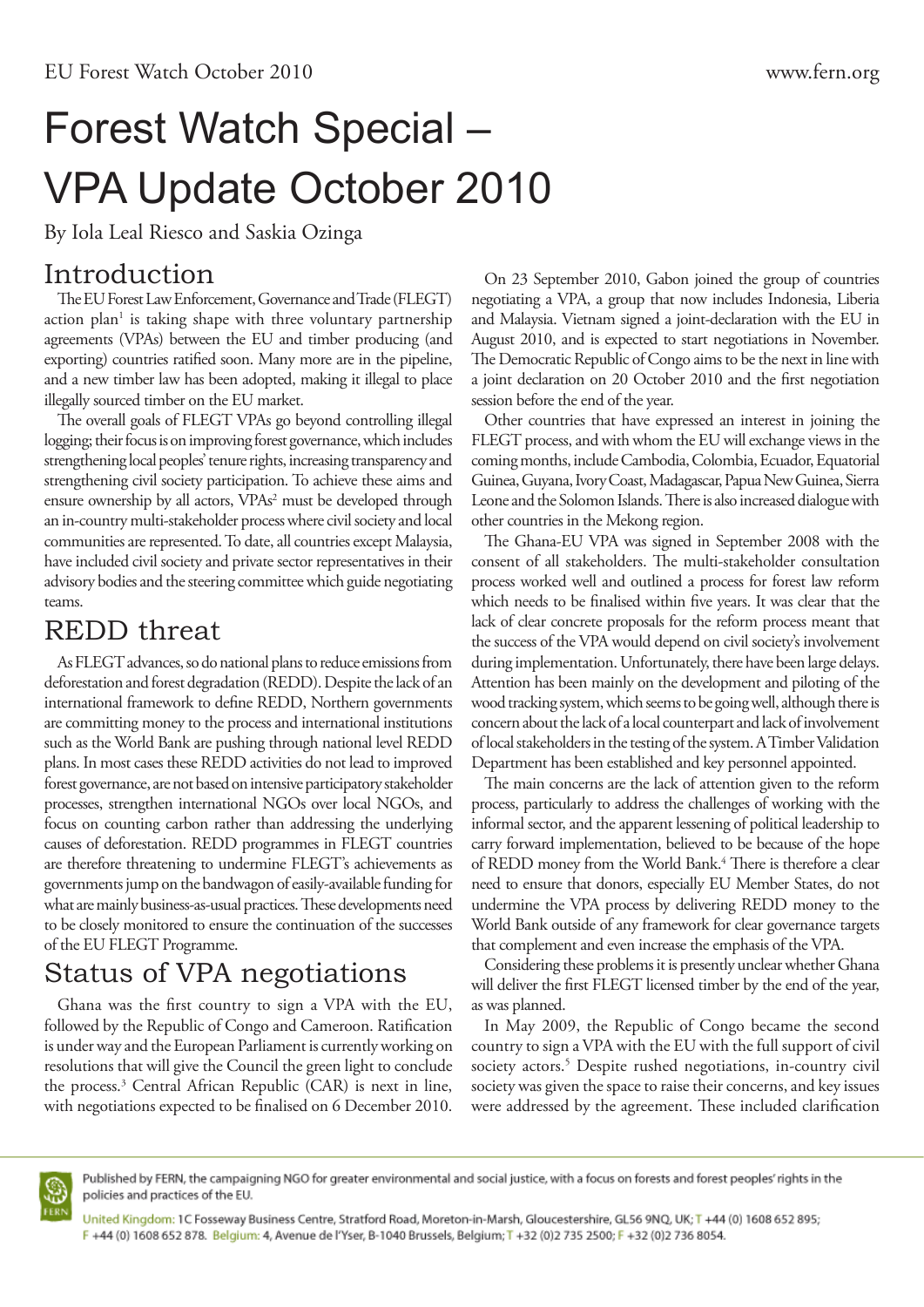# Forest Watch Special – VPA Update October 2010

By Iola Leal Riesco and Saskia Ozinga

## Introduction

The EU Forest Law Enforcement, Governance and Trade (FLEGT) action plan[1] is taking shape with three voluntary partnership agreements (VPAs) between the EU and timber producing (and exporting) countries ratified soon. Many more are in the pipeline, and a new timber law has been adopted, making it illegal to place illegally sourced timber on the EU market.

The overall goals of FLEGT VPAs go beyond controlling illegal logging; their focus is on improving forest governance, which includes strengthening local peoples' tenure rights, increasing transparency and strengthening civil society participation. To achieve these aims and ensure ownership by all actors, VPAs[2] must be developed through an in-country multi-stakeholder process where civil society and local communities are represented. To date, all countries except Malaysia, have included civil society and private sector representatives in their advisory bodies and the steering committee which guide negotiating teams.

## REDD threat

As FLEGT advances, so do national plans to reduce emissions from deforestation and forest degradation (REDD). Despite the lack of an international framework to define REDD, Northern governments are committing money to the process and international institutions such as the World Bank are pushing through national level REDD plans. In most cases these REDD activities do not lead to improved forest governance, are not based on intensive participatory stakeholder processes, strengthen international NGOs over local NGOs, and focus on counting carbon rather than addressing the underlying causes of deforestation. REDD programmes in FLEGT countries are therefore threatening to undermine FLEGT's achievements as governments jump on the bandwagon of easily-available funding for what are mainly business-as-usual practices. These developments need to be closely monitored to ensure the continuation of the successes of the EU FLEGT Programme.

## Status of VPA negotiations

Ghana was the first country to sign a VPA with the EU, followed by the Republic of Congo and Cameroon. Ratification is under way and the European Parliament is currently working on resolutions that will give the Council the green light to conclude the process.[3] Central African Republic (CAR) is next in line, with negotiations expected to be finalised on 6 December 2010.

On 23 September 2010, Gabon joined the group of countries negotiating a VPA, a group that now includes Indonesia, Liberia and Malaysia. Vietnam signed a joint-declaration with the EU in August 2010, and is expected to start negotiations in November. The Democratic Republic of Congo aims to be the next in line with a joint declaration on 20 October 2010 and the first negotiation session before the end of the year.

Other countries that have expressed an interest in joining the FLEGT process, and with whom the EU will exchange views in the coming months, include Cambodia, Colombia, Ecuador, Equatorial Guinea, Guyana, Ivory Coast, Madagascar, Papua New Guinea, Sierra Leone and the Solomon Islands. There is also increased dialogue with other countries in the Mekong region.

The Ghana-EU VPA was signed in September 2008 with the consent of all stakeholders. The multi-stakeholder consultation process worked well and outlined a process for forest law reform which needs to be finalised within five years. It was clear that the lack of clear concrete proposals for the reform process meant that the success of the VPA would depend on civil society's involvement during implementation. Unfortunately, there have been large delays. Attention has been mainly on the development and piloting of the wood tracking system, which seems to be going well, although there is concern about the lack of a local counterpart and lack of involvement of local stakeholders in the testing of the system. A Timber Validation Department has been established and key personnel appointed.

The main concerns are the lack of attention given to the reform process, particularly to address the challenges of working with the informal sector, and the apparent lessening of political leadership to carry forward implementation, believed to be because of the hope of REDD money from the World Bank.[4] There is therefore a clear need to ensure that donors, especially EU Member States, do not undermine the VPA process by delivering REDD money to the World Bank outside of any framework for clear governance targets that complement and even increase the emphasis of the VPA.

Considering these problems it is presently unclear whether Ghana will deliver the first FLEGT licensed timber by the end of the year, as was planned.

In May 2009, the Republic of Congo became the second country to sign a VPA with the EU with the full support of civil society actors.[5] Despite rushed negotiations, in-country civil society was given the space to raise their concerns, and key issues were addressed by the agreement. These included clarification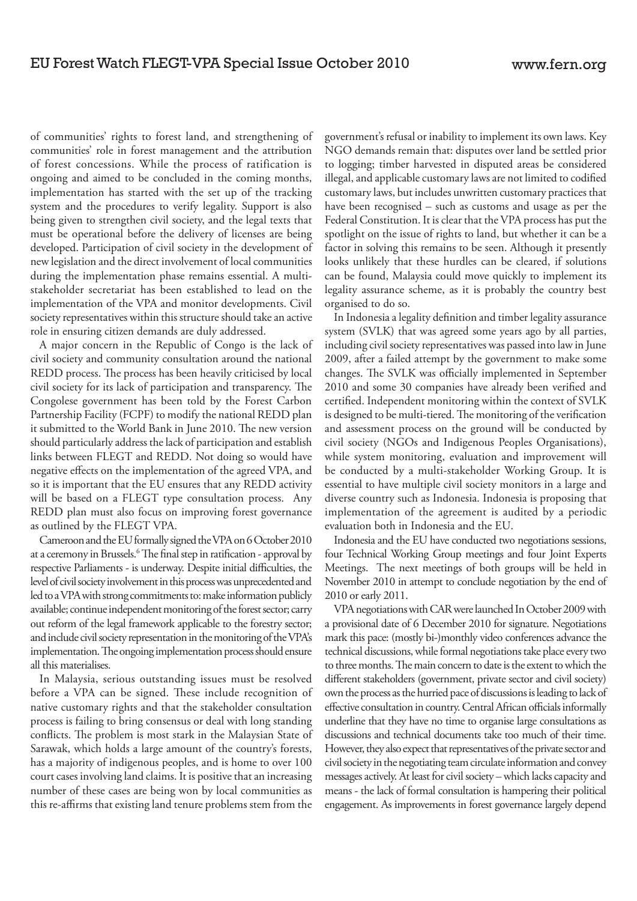of communities' rights to forest land, and strengthening of communities' role in forest management and the attribution of forest concessions. While the process of ratification is ongoing and aimed to be concluded in the coming months, implementation has started with the set up of the tracking system and the procedures to verify legality. Support is also being given to strengthen civil society, and the legal texts that must be operational before the delivery of licenses are being developed. Participation of civil society in the development of new legislation and the direct involvement of local communities during the implementation phase remains essential. A multi-stakeholder secretariat has been established to lead on the implementation of the VPA and monitor developments. Civil society representatives within this structure should take an active role in ensuring citizen demands are duly addressed.

A major concern in the Republic of Congo is the lack of civil society and community consultation around the national REDD process. The process has been heavily criticised by local civil society for its lack of participation and transparency. The Congolese government has been told by the Forest Carbon Partnership Facility (FCPF) to modify the national REDD plan it submitted to the World Bank in June 2010. The new version should particularly address the lack of participation and establish links between FLEGT and REDD. Not doing so would have negative effects on the implementation of the agreed VPA, and so it is important that the EU ensures that any REDD activity will be based on a FLEGT type consultation process. Any REDD plan must also focus on improving forest governance as outlined by the FLEGT VPA.

Cameroon and the EU formally signed the VPA on 6 October 2010 at a ceremony in Brussels.[6] The final step in ratification - approval by respective Parliaments - is underway. Despite initial difficulties, the level of civil society involvement in this process was unprecedented and led to a VPA with strong commitments to: make information publicly available; continue independent monitoring of the forest sector; carry out reform of the legal framework applicable to the forestry sector; and include civil society representation in the monitoring of the VPA's implementation. The ongoing implementation process should ensure all this materialises.

In Malaysia, serious outstanding issues must be resolved before a VPA can be signed. These include recognition of native customary rights and that the stakeholder consultation process is failing to bring consensus or deal with long standing conflicts. The problem is most stark in the Malaysian State of Sarawak, which holds a large amount of the country's forests, has a majority of indigenous peoples, and is home to over 100 court cases involving land claims. It is positive that an increasing number of these cases are being won by local communities as this re-affirms that existing land tenure problems stem from the government's refusal or inability to implement its own laws. Key NGO demands remain that: disputes over land be settled prior to logging; timber harvested in disputed areas be considered illegal, and applicable customary laws are not limited to codified customary laws, but includes unwritten customary practices that have been recognised – such as customs and usage as per the Federal Constitution. It is clear that the VPA process has put the spotlight on the issue of rights to land, but whether it can be a factor in solving this remains to be seen. Although it presently looks unlikely that these hurdles can be cleared, if solutions can be found, Malaysia could move quickly to implement its legality assurance scheme, as it is probably the country best organised to do so.

In Indonesia a legality definition and timber legality assurance system (SVLK) that was agreed some years ago by all parties, including civil society representatives was passed into law in June 2009, after a failed attempt by the government to make some changes. The SVLK was officially implemented in September 2010 and some 30 companies have already been verified and certified. Independent monitoring within the context of SVLK is designed to be multi-tiered. The monitoring of the verification and assessment process on the ground will be conducted by civil society (NGOs and Indigenous Peoples Organisations), while system monitoring, evaluation and improvement will be conducted by a multi-stakeholder Working Group. It is essential to have multiple civil society monitors in a large and diverse country such as Indonesia. Indonesia is proposing that implementation of the agreement is audited by a periodic evaluation both in Indonesia and the EU.

Indonesia and the EU have conducted two negotiations sessions, four Technical Working Group meetings and four Joint Experts Meetings. The next meetings of both groups will be held in November 2010 in attempt to conclude negotiation by the end of 2010 or early 2011.

VPA negotiations with CAR were launched In October 2009 with a provisional date of 6 December 2010 for signature. Negotiations mark this pace: (mostly bi-)monthly video conferences advance the technical discussions, while formal negotiations take place every two to three months. The main concern to date is the extent to which the different stakeholders (government, private sector and civil society) own the process as the hurried pace of discussions is leading to lack of effective consultation in country. Central African officials informally underline that they have no time to organise large consultations as discussions and technical documents take too much of their time. However, they also expect that representatives of the private sector and civil society in the negotiating team circulate information and convey messages actively. At least for civil society – which lacks capacity and means - the lack of formal consultation is hampering their political engagement. As improvements in forest governance largely depend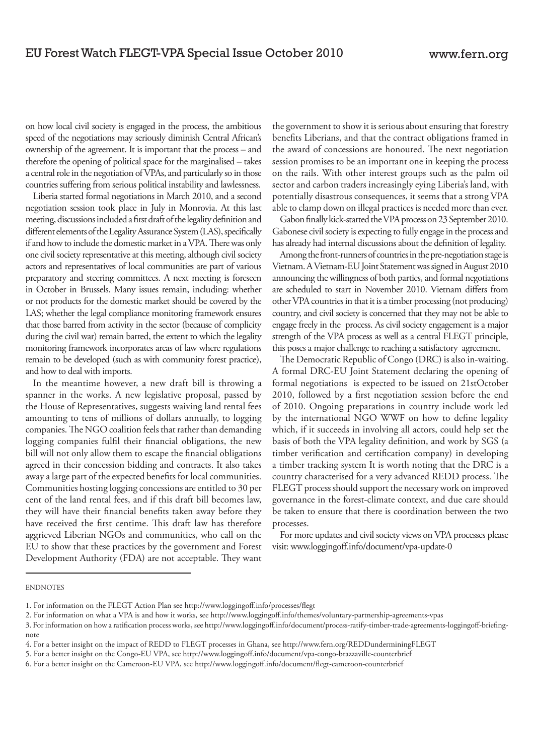on how local civil society is engaged in the process, the ambitious speed of the negotiations may seriously diminish Central African's ownership of the agreement. It is important that the process – and therefore the opening of political space for the marginalised – takes a central role in the negotiation of VPAs, and particularly so in those countries suffering from serious political instability and lawlessness.

Liberia started formal negotiations in March 2010, and a second negotiation session took place in July in Monrovia. At this last meeting, discussions included a first draft of the legality definition and different elements of the Legality Assurance System (LAS), specifically if and how to include the domestic market in a VPA. There was only one civil society representative at this meeting, although civil society actors and representatives of local communities are part of various preparatory and steering committees. A next meeting is foreseen in October in Brussels. Many issues remain, including: whether or not products for the domestic market should be covered by the LAS; whether the legal compliance monitoring framework ensures that those barred from activity in the sector (because of complicity during the civil war) remain barred, the extent to which the legality monitoring framework incorporates areas of law where regulations remain to be developed (such as with community forest practice), and how to deal with imports.

In the meantime however, a new draft bill is throwing a spanner in the works. A new legislative proposal, passed by the House of Representatives, suggests waiving land rental fees amounting to tens of millions of dollars annually, to logging companies. The NGO coalition feels that rather than demanding logging companies fulfil their financial obligations, the new bill will not only allow them to escape the financial obligations agreed in their concession bidding and contracts. It also takes away a large part of the expected benefits for local communities. Communities hosting logging concessions are entitled to 30 per cent of the land rental fees, and if this draft bill becomes law, they will have their financial benefits taken away before they have received the first centime. This draft law has therefore aggrieved Liberian NGOs and communities, who call on the EU to show that these practices by the government and Forest Development Authority (FDA) are not acceptable. They want the government to show it is serious about ensuring that forestry benefits Liberians, and that the contract obligations framed in the award of concessions are honoured. The next negotiation session promises to be an important one in keeping the process on the rails. With other interest groups such as the palm oil sector and carbon traders increasingly eying Liberia's land, with potentially disastrous consequences, it seems that a strong VPA able to clamp down on illegal practices is needed more than ever.

Gabon finally kick-started the VPA process on 23 September 2010. Gabonese civil society is expecting to fully engage in the process and has already had internal discussions about the definition of legality.

Among the front-runners of countries in the pre-negotiation stage is Vietnam. A Vietnam-EU Joint Statement was signed in August 2010 announcing the willingness of both parties, and formal negotiations are scheduled to start in November 2010. Vietnam differs from other VPA countries in that it is a timber processing (not producing) country, and civil society is concerned that they may not be able to engage freely in the process. As civil society engagement is a major strength of the VPA process as well as a central FLEGT principle, this poses a major challenge to reaching a satisfactory agreement.

The Democratic Republic of Congo (DRC) is also in-waiting. A formal DRC-EU Joint Statement declaring the opening of formal negotiations is expected to be issued on 21stOctober 2010, followed by a first negotiation session before the end of 2010. Ongoing preparations in country include work led by the international NGO WWF on how to define legality which, if it succeeds in involving all actors, could help set the basis of both the VPA legality definition, and work by SGS (a timber verification and certification company) in developing a timber tracking system It is worth noting that the DRC is a country characterised for a very advanced REDD process. The FLEGT process should support the necessary work on improved governance in the forest-climate context, and due care should be taken to ensure that there is coordination between the two processes.

For more updates and civil society views on VPA processes please visit: www.loggingoff.info/document/vpa-update-0

ENDNOTES

1. For information on the FLEGT Action Plan see http://www.loggingoff.info/processes/flegt
2. For information on what a VPA is and how it works, see http://www.loggingoff.info/themes/voluntary-partnership-agreements-vpas
3. For information on how a ratification process works, see http://www.loggingoff.info/document/process-ratify-timber-trade-agreements-loggingoff-briefing-note
4. For a better insight on the impact of REDD to FLEGT processes in Ghana, see http://www.fern.org/REDDunderminingFLEGT
5. For a better insight on the Congo-EU VPA, see http://www.loggingoff.info/document/vpa-congo-brazzaville-counterbrief
6. For a better insight on the Cameroon-EU VPA, see http://www.loggingoff.info/document/flegt-cameroon-counterbrief